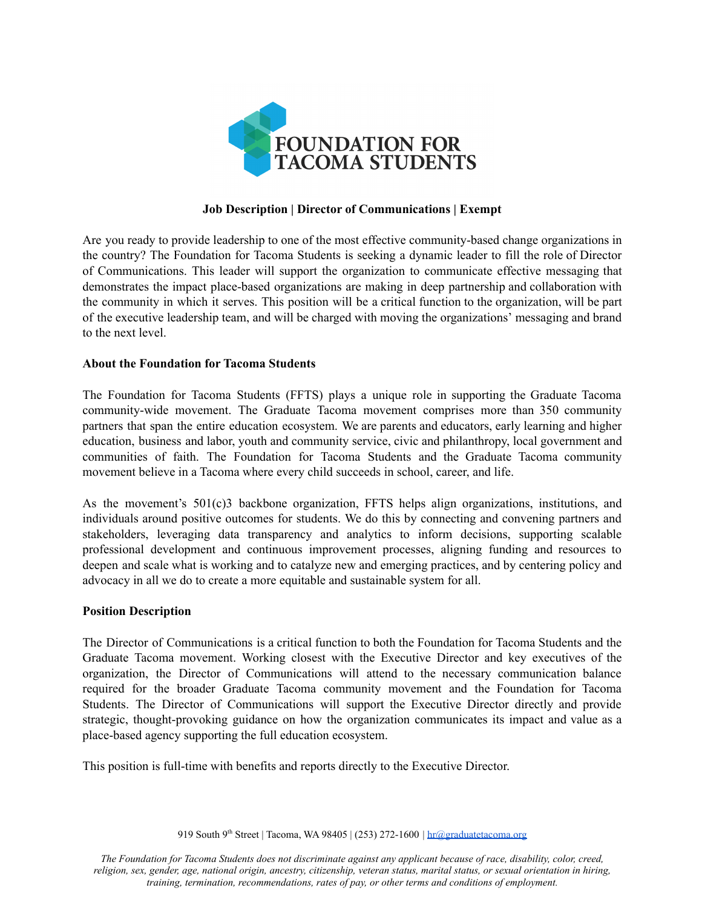FOUNDATION FOR TACOMA STUDENTS

**Job Description | Director of Communications | Exempt**

Are you ready to provide leadership to one of the most effective community-based change organizations in the country? The Foundation for Tacoma Students is seeking a dynamic leader to fill the role of Director of Communications. This leader will support the organization to communicate effective messaging that demonstrates the impact place-based organizations are making in deep partnership and collaboration with the community in which it serves. This position will be a critical function to the organization, will be part of the executive leadership team, and will be charged with moving the organizations' messaging and brand to the next level.

**About the Foundation for Tacoma Students**

The Foundation for Tacoma Students (FFTS) plays a unique role in supporting the Graduate Tacoma community-wide movement. The Graduate Tacoma movement comprises more than 350 community partners that span the entire education ecosystem. We are parents and educators, early learning and higher education, business and labor, youth and community service, civic and philanthropy, local government and communities of faith. The Foundation for Tacoma Students and the Graduate Tacoma community movement believe in a Tacoma where every child succeeds in school, career, and life.

As the movement's 501(c)3 backbone organization, FFTS helps align organizations, institutions, and individuals around positive outcomes for students. We do this by connecting and convening partners and stakeholders, leveraging data transparency and analytics to inform decisions, supporting scalable professional development and continuous improvement processes, aligning funding and resources to deepen and scale what is working and to catalyze new and emerging practices, and by centering policy and advocacy in all we do to create a more equitable and sustainable system for all.

**Position Description**

The Director of Communications is a critical function to both the Foundation for Tacoma Students and the Graduate Tacoma movement. Working closest with the Executive Director and key executives of the organization, the Director of Communications will attend to the necessary communication balance required for the broader Graduate Tacoma community movement and the Foundation for Tacoma Students. The Director of Communications will support the Executive Director directly and provide strategic, thought-provoking guidance on how the organization communicates its impact and value as a place-based agency supporting the full education ecosystem.

This position is full-time with benefits and reports directly to the Executive Director.

919 South 9th Street | Tacoma, WA 98405 | (253) 272-1600 | hr@graduatetacoma.org

*The Foundation for Tacoma Students does not discriminate against any applicant because of race, disability, color, creed, religion, sex, gender, age, national origin, ancestry, citizenship, veteran status, marital status, or sexual orientation in hiring, training, termination, recommendations, rates of pay, or other terms and conditions of employment.*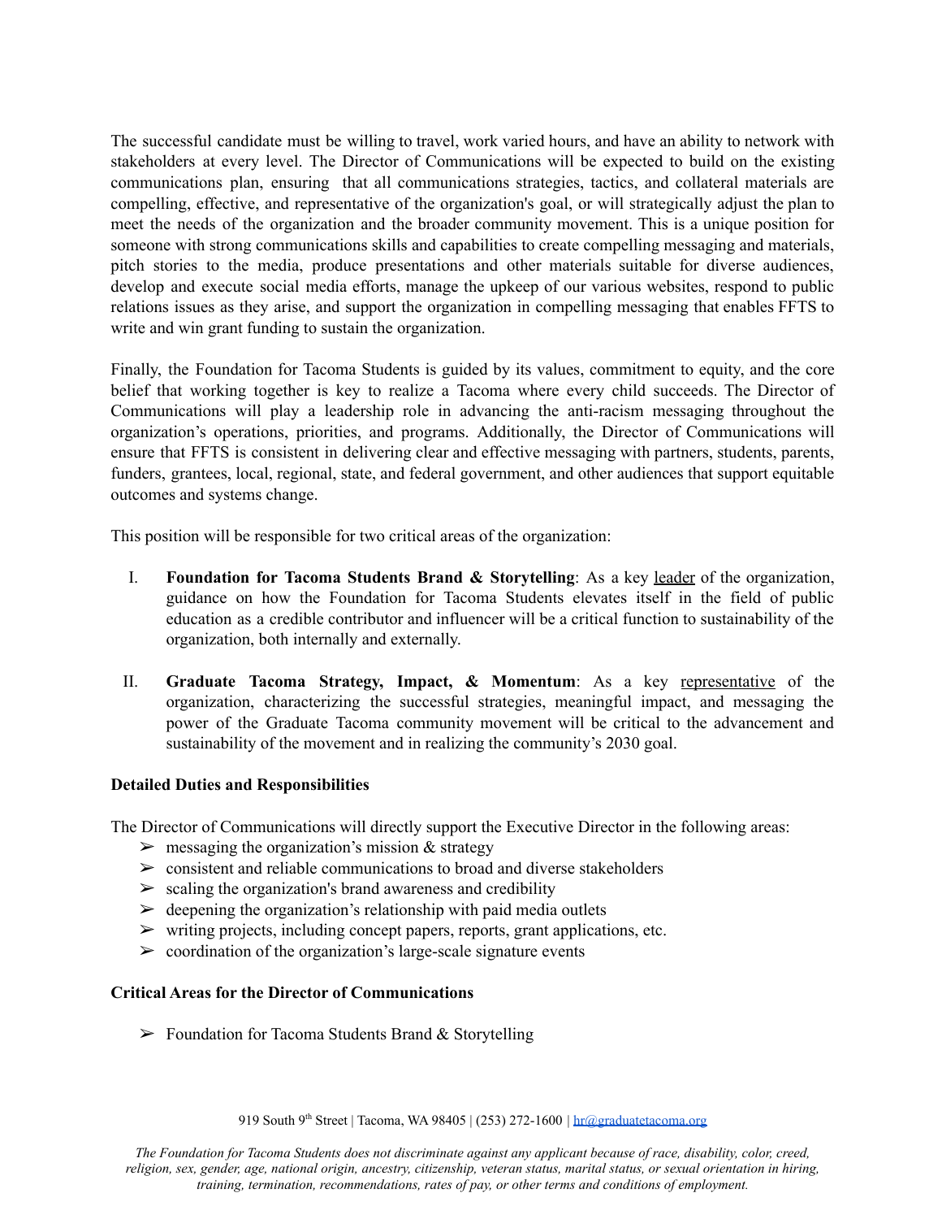The successful candidate must be willing to travel, work varied hours, and have an ability to network with stakeholders at every level. The Director of Communications will be expected to build on the existing communications plan, ensuring that all communications strategies, tactics, and collateral materials are compelling, effective, and representative of the organization's goal, or will strategically adjust the plan to meet the needs of the organization and the broader community movement. This is a unique position for someone with strong communications skills and capabilities to create compelling messaging and materials, pitch stories to the media, produce presentations and other materials suitable for diverse audiences, develop and execute social media efforts, manage the upkeep of our various websites, respond to public relations issues as they arise, and support the organization in compelling messaging that enables FFTS to write and win grant funding to sustain the organization.

Finally, the Foundation for Tacoma Students is guided by its values, commitment to equity, and the core belief that working together is key to realize a Tacoma where every child succeeds. The Director of Communications will play a leadership role in advancing the anti-racism messaging throughout the organization's operations, priorities, and programs. Additionally, the Director of Communications will ensure that FFTS is consistent in delivering clear and effective messaging with partners, students, parents, funders, grantees, local, regional, state, and federal government, and other audiences that support equitable outcomes and systems change.

This position will be responsible for two critical areas of the organization:

I. **Foundation for Tacoma Students Brand & Storytelling**: As a key <u>leader</u> of the organization, guidance on how the Foundation for Tacoma Students elevates itself in the field of public education as a credible contributor and influencer will be a critical function to sustainability of the organization, both internally and externally.

II. **Graduate Tacoma Strategy, Impact, & Momentum**: As a key <u>representative</u> of the organization, characterizing the successful strategies, meaningful impact, and messaging the power of the Graduate Tacoma community movement will be critical to the advancement and sustainability of the movement and in realizing the community's 2030 goal.

**Detailed Duties and Responsibilities**

The Director of Communications will directly support the Executive Director in the following areas:

- messaging the organization's mission & strategy
- consistent and reliable communications to broad and diverse stakeholders
- scaling the organization's brand awareness and credibility
- deepening the organization's relationship with paid media outlets
- writing projects, including concept papers, reports, grant applications, etc.
- coordination of the organization's large-scale signature events

**Critical Areas for the Director of Communications**

- Foundation for Tacoma Students Brand & Storytelling

919 South 9th Street | Tacoma, WA 98405 | (253) 272-1600 | hr@graduatetacoma.org

*The Foundation for Tacoma Students does not discriminate against any applicant because of race, disability, color, creed, religion, sex, gender, age, national origin, ancestry, citizenship, veteran status, marital status, or sexual orientation in hiring, training, termination, recommendations, rates of pay, or other terms and conditions of employment.*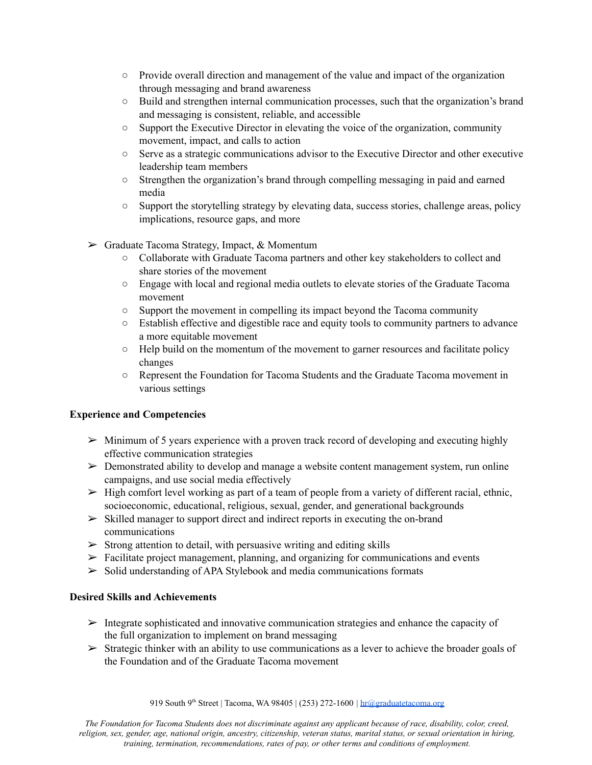- Provide overall direction and management of the value and impact of the organization through messaging and brand awareness
   - Build and strengthen internal communication processes, such that the organization's brand and messaging is consistent, reliable, and accessible
   - Support the Executive Director in elevating the voice of the organization, community movement, impact, and calls to action
   - Serve as a strategic communications advisor to the Executive Director and other executive leadership team members
   - Strengthen the organization's brand through compelling messaging in paid and earned media
   - Support the storytelling strategy by elevating data, success stories, challenge areas, policy implications, resource gaps, and more

- Graduate Tacoma Strategy, Impact, & Momentum
   - Collaborate with Graduate Tacoma partners and other key stakeholders to collect and share stories of the movement
   - Engage with local and regional media outlets to elevate stories of the Graduate Tacoma movement
   - Support the movement in compelling its impact beyond the Tacoma community
   - Establish effective and digestible race and equity tools to community partners to advance a more equitable movement
   - Help build on the momentum of the movement to garner resources and facilitate policy changes
   - Represent the Foundation for Tacoma Students and the Graduate Tacoma movement in various settings

**Experience and Competencies**

- Minimum of 5 years experience with a proven track record of developing and executing highly effective communication strategies
- Demonstrated ability to develop and manage a website content management system, run online campaigns, and use social media effectively
- High comfort level working as part of a team of people from a variety of different racial, ethnic, socioeconomic, educational, religious, sexual, gender, and generational backgrounds
- Skilled manager to support direct and indirect reports in executing the on-brand communications
- Strong attention to detail, with persuasive writing and editing skills
- Facilitate project management, planning, and organizing for communications and events
- Solid understanding of APA Stylebook and media communications formats

**Desired Skills and Achievements**

- Integrate sophisticated and innovative communication strategies and enhance the capacity of the full organization to implement on brand messaging
- Strategic thinker with an ability to use communications as a lever to achieve the broader goals of the Foundation and of the Graduate Tacoma movement

919 South 9th Street | Tacoma, WA 98405 | (253) 272-1600 | hr@graduatetacoma.org

*The Foundation for Tacoma Students does not discriminate against any applicant because of race, disability, color, creed, religion, sex, gender, age, national origin, ancestry, citizenship, veteran status, marital status, or sexual orientation in hiring, training, termination, recommendations, rates of pay, or other terms and conditions of employment.*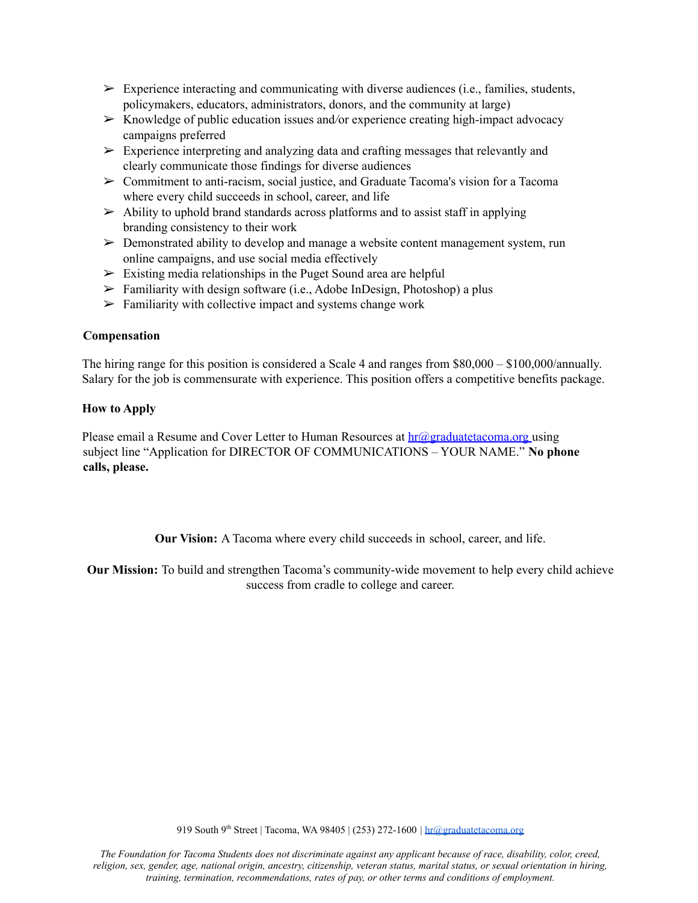- Experience interacting and communicating with diverse audiences (i.e., families, students, policymakers, educators, administrators, donors, and the community at large)
- Knowledge of public education issues and/or experience creating high-impact advocacy campaigns preferred
- Experience interpreting and analyzing data and crafting messages that relevantly and clearly communicate those findings for diverse audiences
- Commitment to anti-racism, social justice, and Graduate Tacoma's vision for a Tacoma where every child succeeds in school, career, and life
- Ability to uphold brand standards across platforms and to assist staff in applying branding consistency to their work
- Demonstrated ability to develop and manage a website content management system, run online campaigns, and use social media effectively
- Existing media relationships in the Puget Sound area are helpful
- Familiarity with design software (i.e., Adobe InDesign, Photoshop) a plus
- Familiarity with collective impact and systems change work

**Compensation**

The hiring range for this position is considered a Scale 4 and ranges from $80,000 – $100,000/annually. Salary for the job is commensurate with experience. This position offers a competitive benefits package.

**How to Apply**

Please email a Resume and Cover Letter to Human Resources at hr@graduatetacoma.org using subject line "Application for DIRECTOR OF COMMUNICATIONS – YOUR NAME." **No phone calls, please.**

**Our Vision:** A Tacoma where every child succeeds in school, career, and life.

**Our Mission:** To build and strengthen Tacoma's community-wide movement to help every child achieve success from cradle to college and career.

919 South 9th Street | Tacoma, WA 98405 | (253) 272-1600 | hr@graduatetacoma.org

*The Foundation for Tacoma Students does not discriminate against any applicant because of race, disability, color, creed, religion, sex, gender, age, national origin, ancestry, citizenship, veteran status, marital status, or sexual orientation in hiring, training, termination, recommendations, rates of pay, or other terms and conditions of employment.*